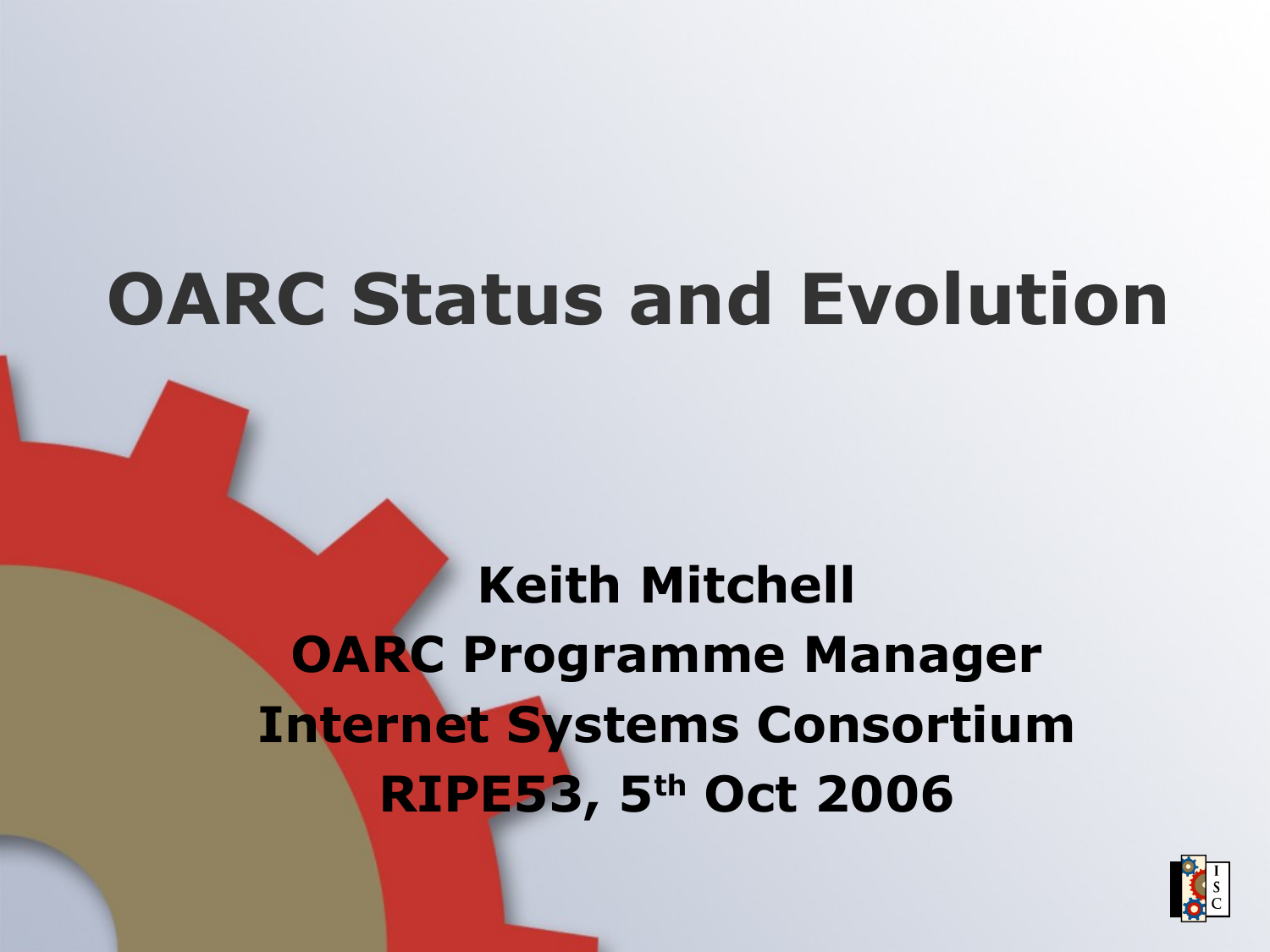# OARC Status and Evolution

**Keith Mitchell**
**OARC Programme Manager**
**Internet Systems Consortium**
**RIPE53, 5th Oct 2006**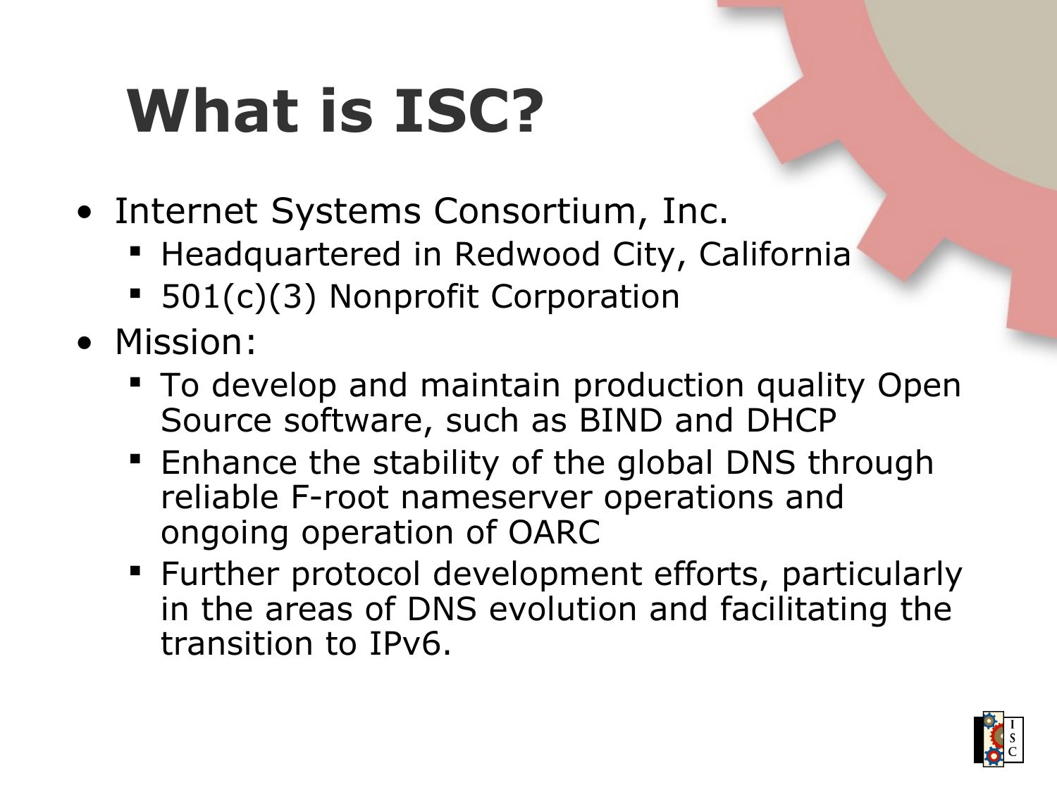# What is ISC?

- Internet Systems Consortium, Inc.
  - Headquartered in Redwood City, California
  - 501(c)(3) Nonprofit Corporation
- Mission:
  - To develop and maintain production quality Open Source software, such as BIND and DHCP
  - Enhance the stability of the global DNS through reliable F-root nameserver operations and ongoing operation of OARC
  - Further protocol development efforts, particularly in the areas of DNS evolution and facilitating the transition to IPv6.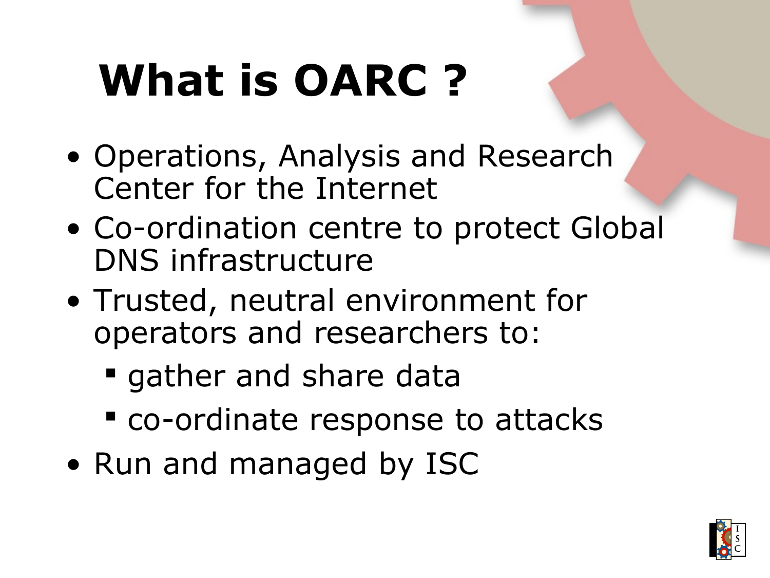# What is OARC ?

- Operations, Analysis and Research Center for the Internet
- Co-ordination centre to protect Global DNS infrastructure
- Trusted, neutral environment for operators and researchers to:
  - gather and share data
  - co-ordinate response to attacks
- Run and managed by ISC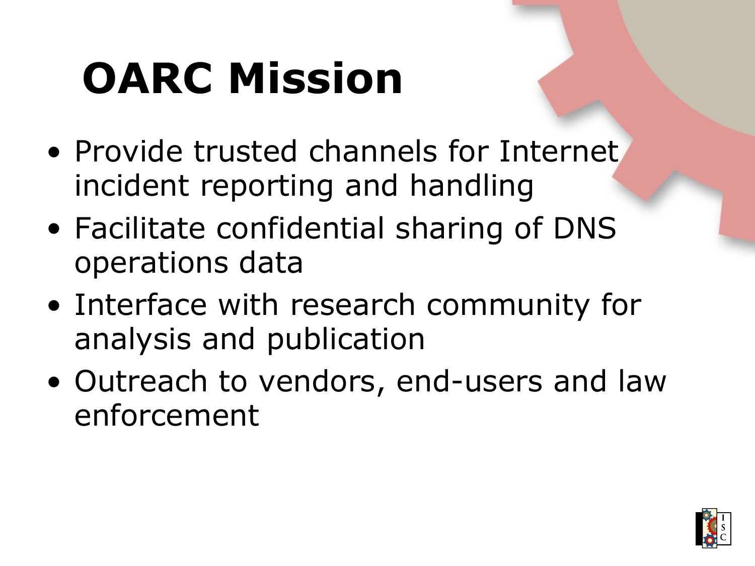# OARC Mission

- Provide trusted channels for Internet incident reporting and handling
- Facilitate confidential sharing of DNS operations data
- Interface with research community for analysis and publication
- Outreach to vendors, end-users and law enforcement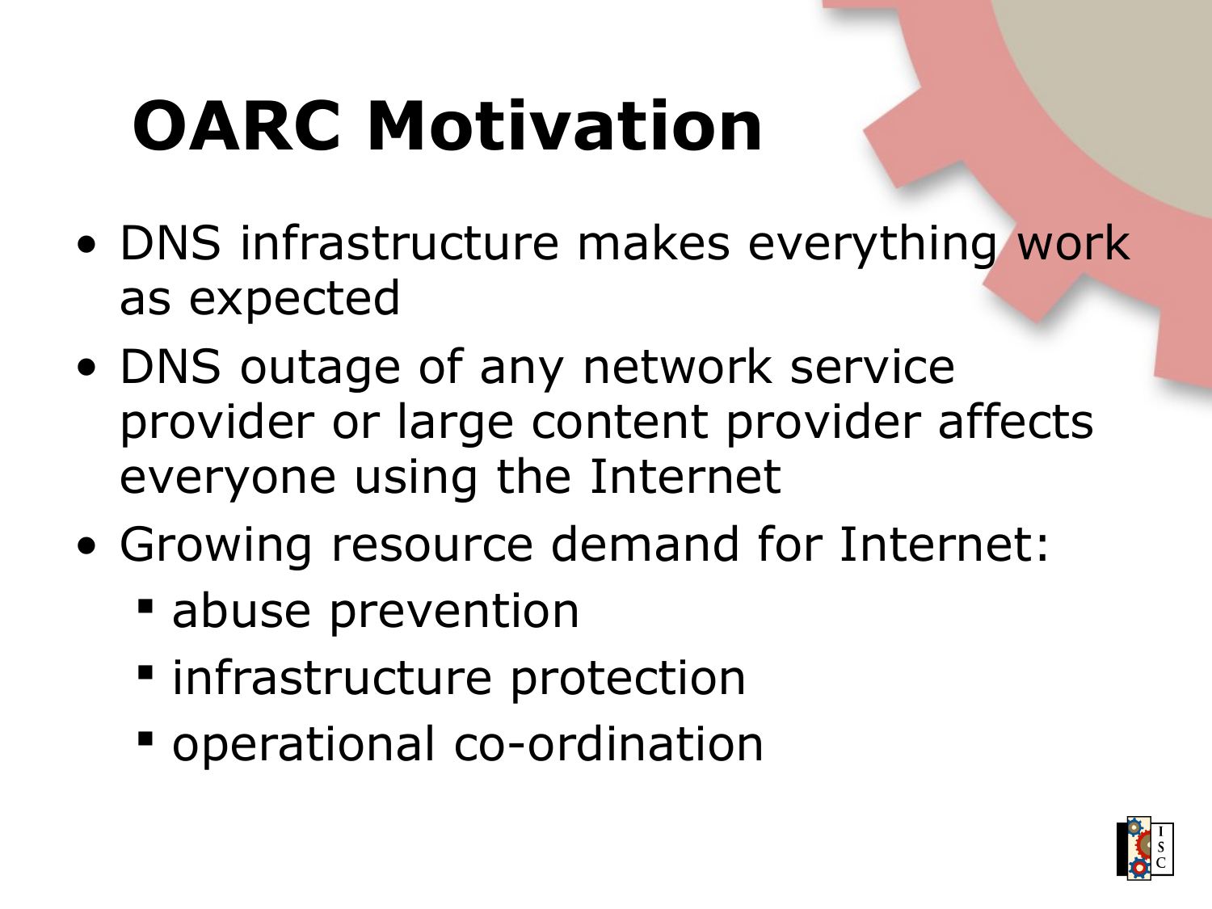# OARC Motivation

- DNS infrastructure makes everything work as expected
- DNS outage of any network service provider or large content provider affects everyone using the Internet
- Growing resource demand for Internet:
  - abuse prevention
  - infrastructure protection
  - operational co-ordination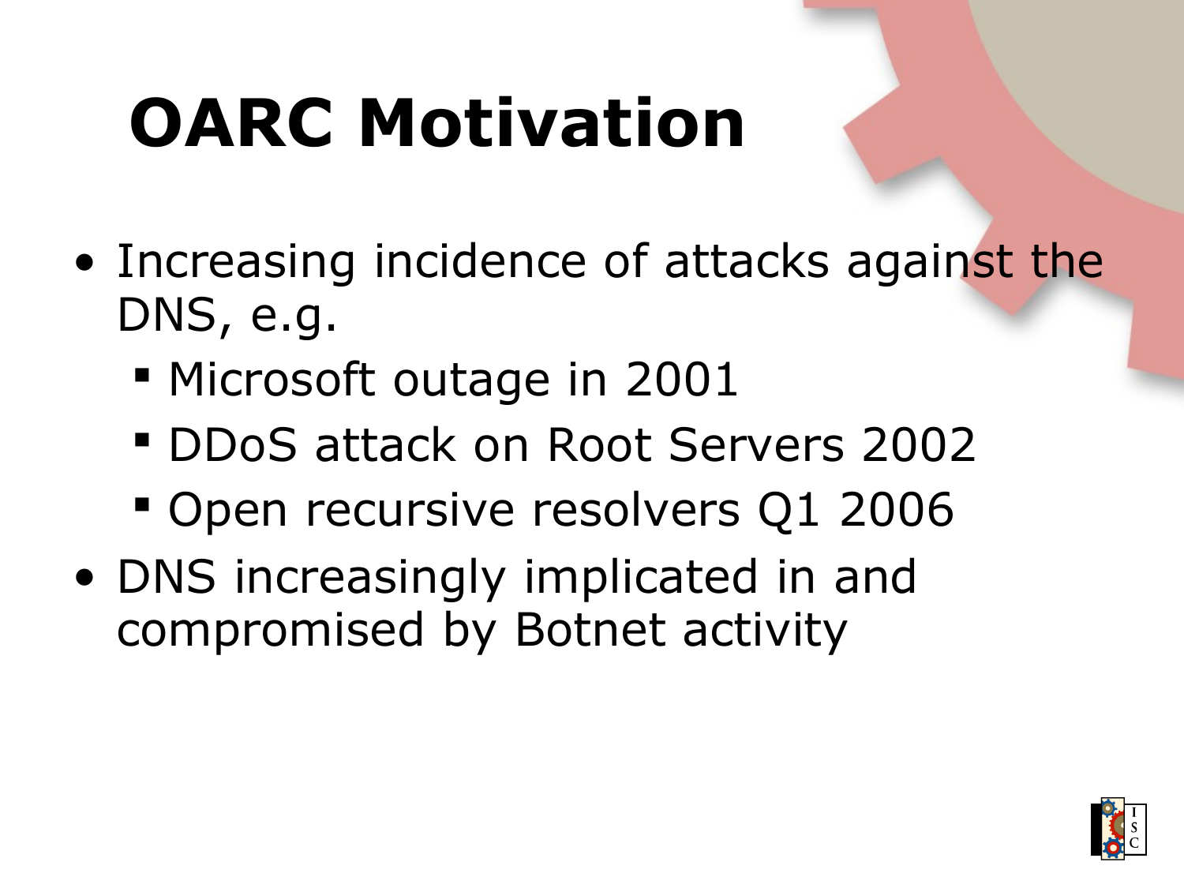# OARC Motivation

- Increasing incidence of attacks against the DNS, e.g.
  - Microsoft outage in 2001
  - DDoS attack on Root Servers 2002
  - Open recursive resolvers Q1 2006
- DNS increasingly implicated in and compromised by Botnet activity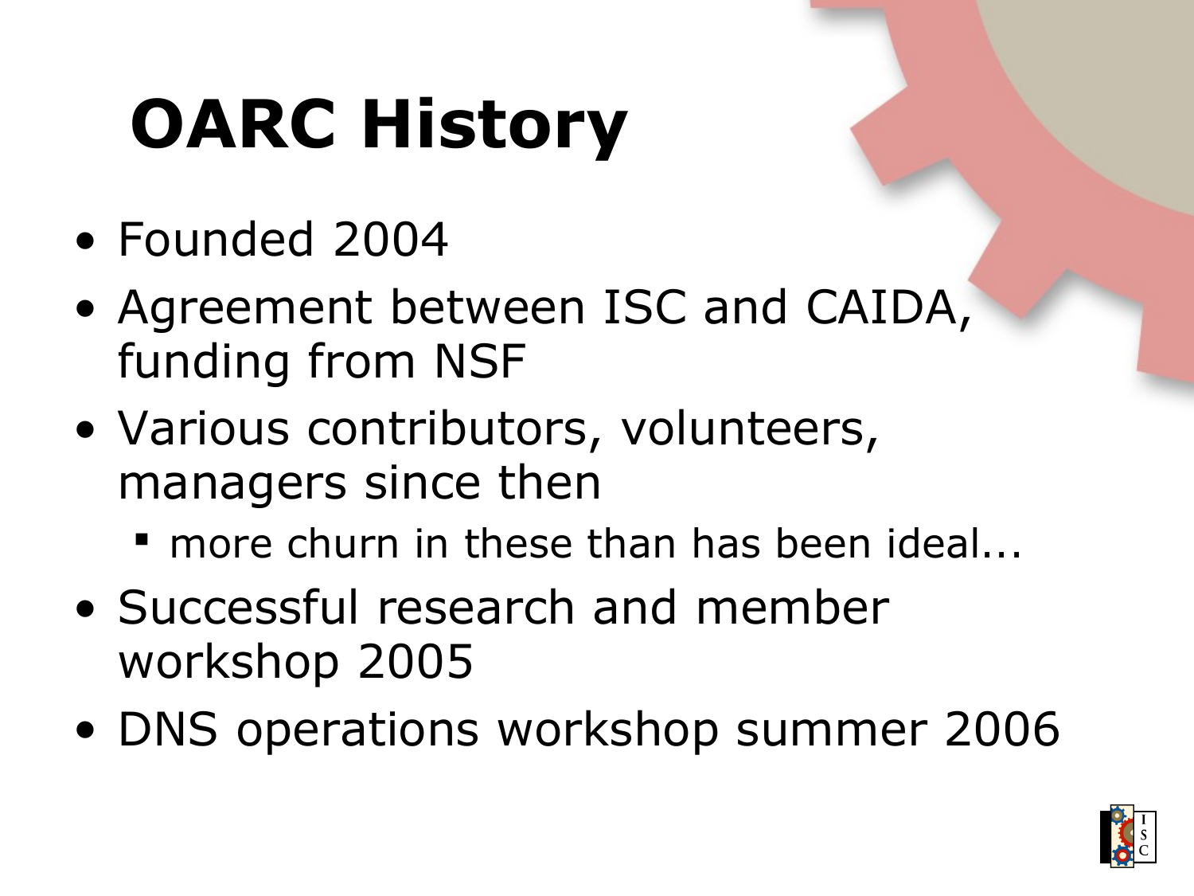# OARC History

- Founded 2004
- Agreement between ISC and CAIDA, funding from NSF
- Various contributors, volunteers, managers since then
  - more churn in these than has been ideal...
- Successful research and member workshop 2005
- DNS operations workshop summer 2006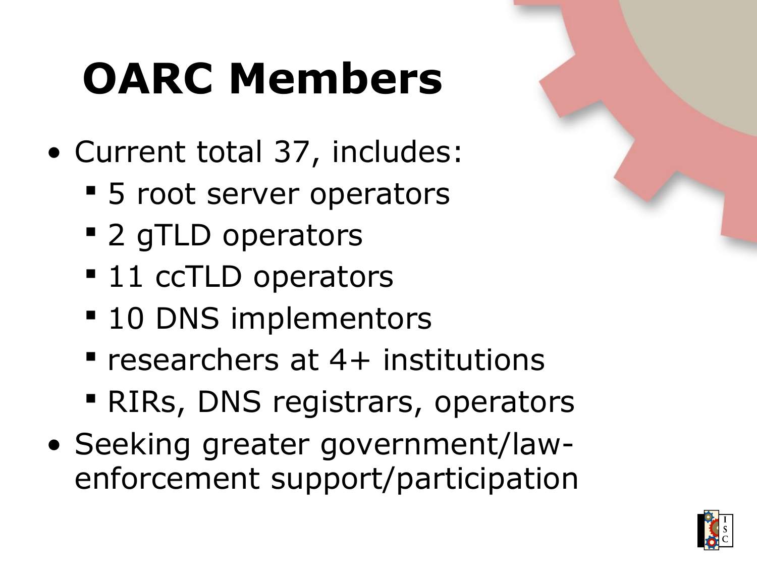# OARC Members

- Current total 37, includes:
  - 5 root server operators
  - 2 gTLD operators
  - 11 ccTLD operators
  - 10 DNS implementors
  - researchers at 4+ institutions
  - RIRs, DNS registrars, operators
- Seeking greater government/law-enforcement support/participation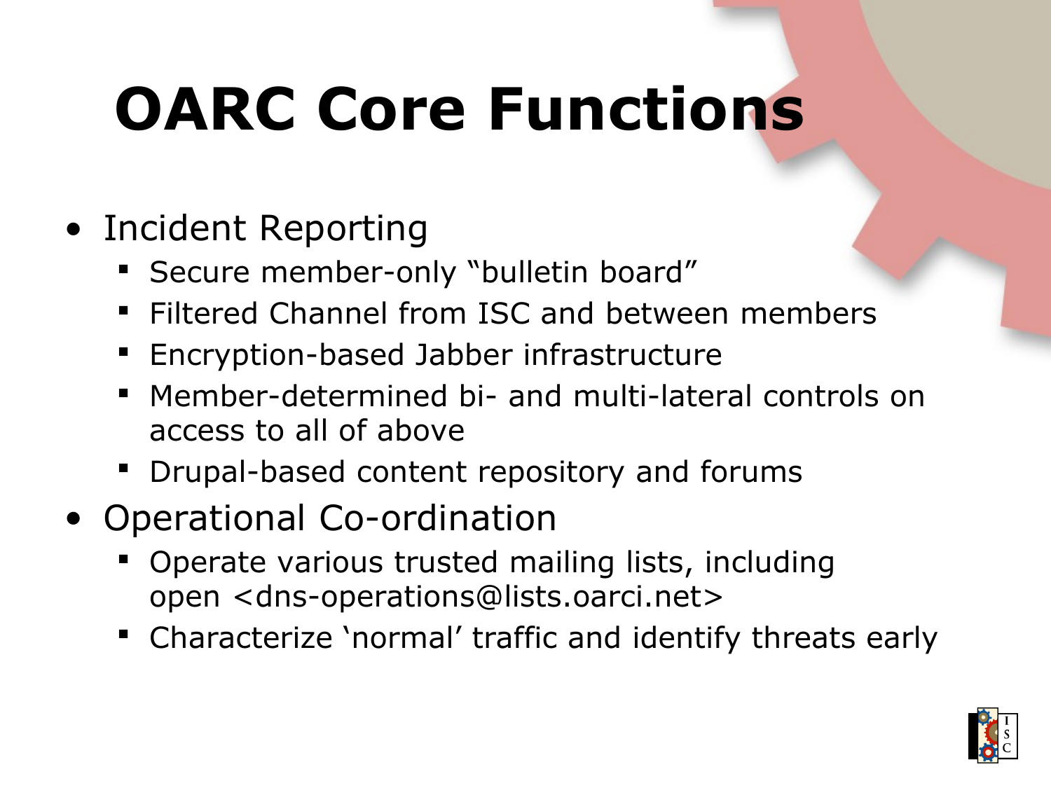# OARC Core Functions

- Incident Reporting
  - Secure member-only “bulletin board”
  - Filtered Channel from ISC and between members
  - Encryption-based Jabber infrastructure
  - Member-determined bi- and multi-lateral controls on access to all of above
  - Drupal-based content repository and forums
- Operational Co-ordination
  - Operate various trusted mailing lists, including open <dns-operations@lists.oarci.net>
  - Characterize ‘normal’ traffic and identify threats early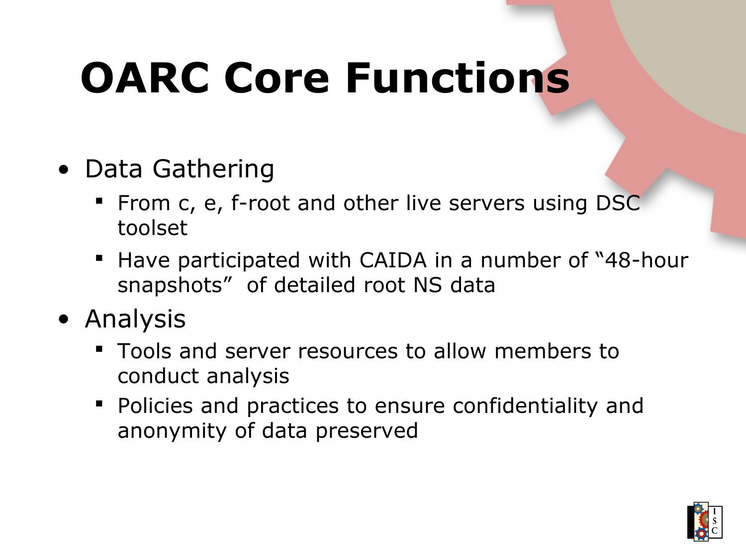# OARC Core Functions

- Data Gathering
  - From c, e, f-root and other live servers using DSC toolset
  - Have participated with CAIDA in a number of "48-hour snapshots" of detailed root NS data
- Analysis
  - Tools and server resources to allow members to conduct analysis
  - Policies and practices to ensure confidentiality and anonymity of data preserved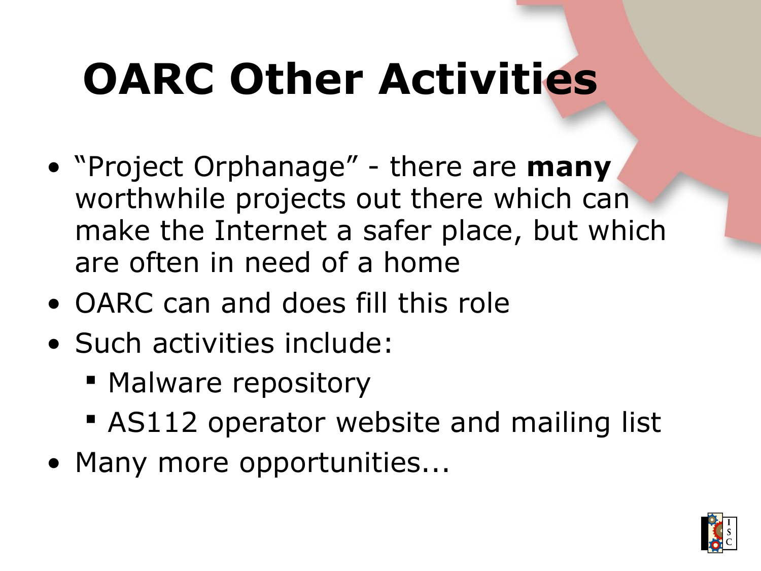# OARC Other Activities

- "Project Orphanage" - there are **many** worthwhile projects out there which can make the Internet a safer place, but which are often in need of a home
- OARC can and does fill this role
- Such activities include:
  - Malware repository
  - AS112 operator website and mailing list
- Many more opportunities...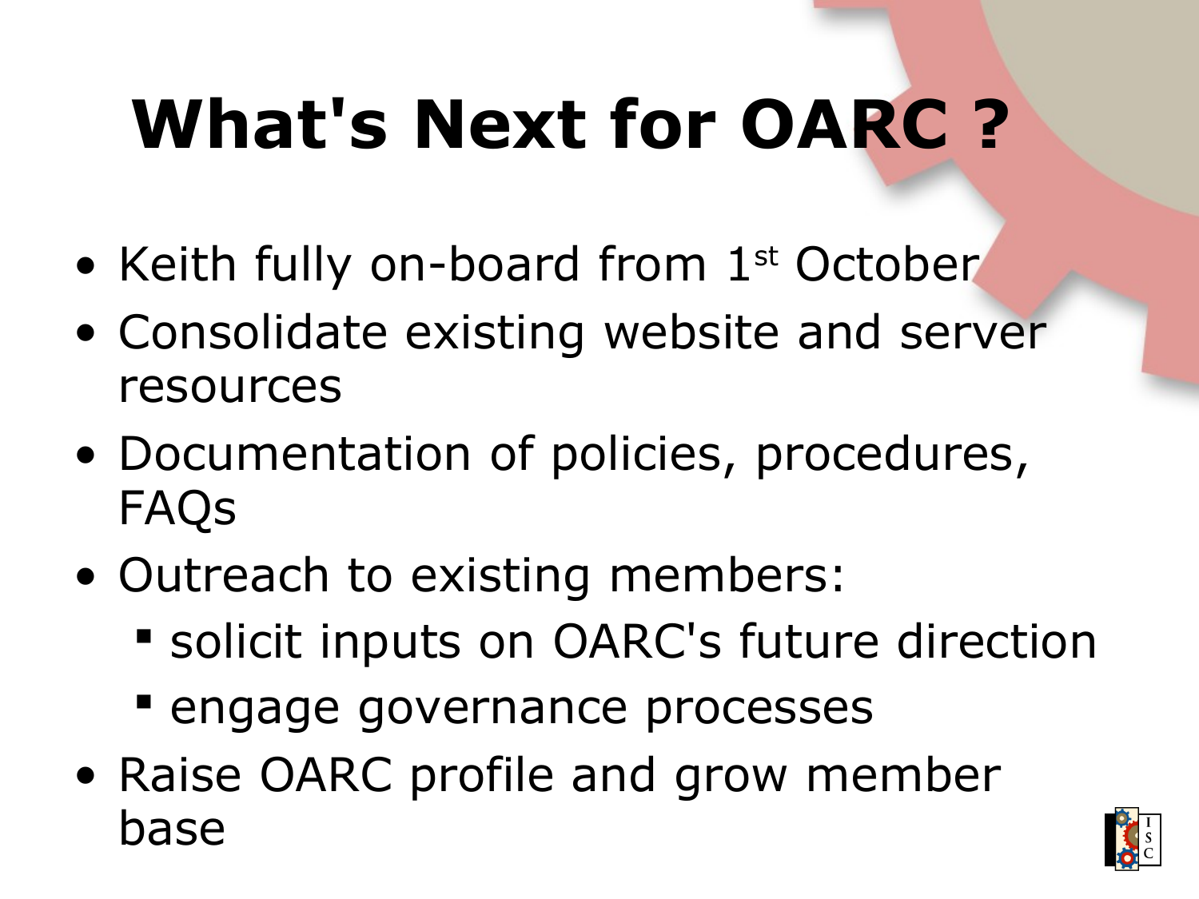# What's Next for OARC ?

- Keith fully on-board from 1st October
- Consolidate existing website and server resources
- Documentation of policies, procedures, FAQs
- Outreach to existing members:
  - solicit inputs on OARC's future direction
  - engage governance processes
- Raise OARC profile and grow member base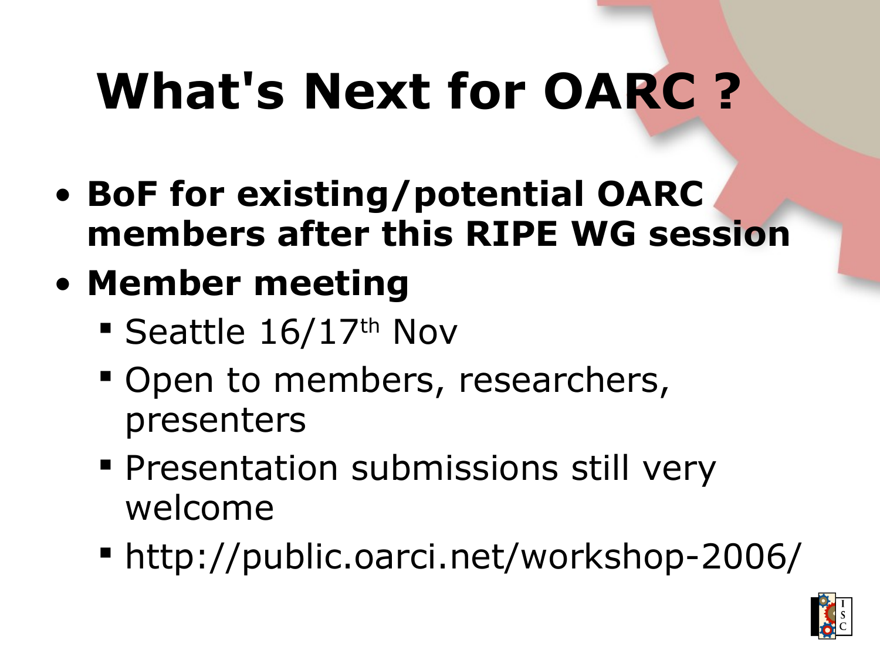# What's Next for OARC ?

- **BoF for existing/potential OARC members after this RIPE WG session**
- **Member meeting**
  - Seattle 16/17th Nov
  - Open to members, researchers, presenters
  - Presentation submissions still very welcome
  - http://public.oarci.net/workshop-2006/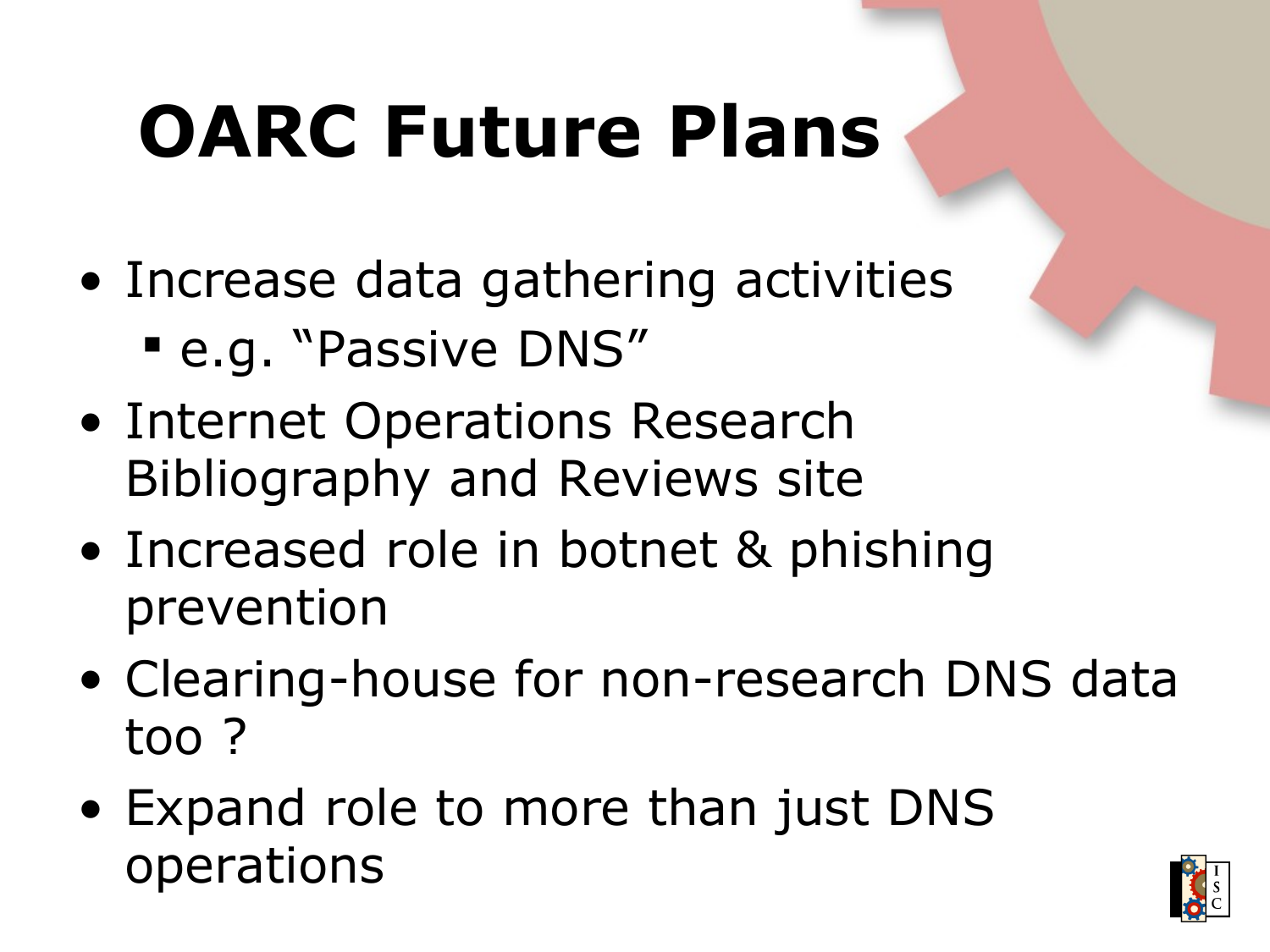# OARC Future Plans

- Increase data gathering activities
  - e.g. “Passive DNS”
- Internet Operations Research Bibliography and Reviews site
- Increased role in botnet & phishing prevention
- Clearing-house for non-research DNS data too ?
- Expand role to more than just DNS operations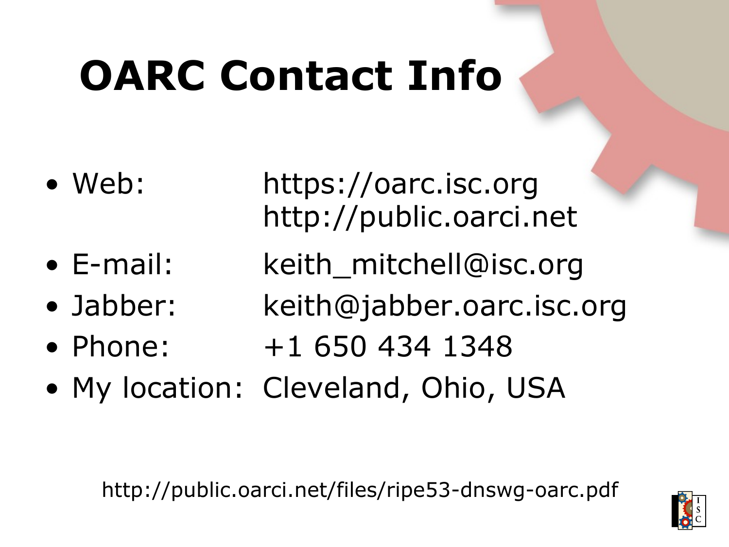# OARC Contact Info

- Web: https://oarc.isc.org
  http://public.oarci.net
- E-mail: keith_mitchell@isc.org
- Jabber: keith@jabber.oarc.isc.org
- Phone: +1 650 434 1348
- My location: Cleveland, Ohio, USA

http://public.oarci.net/files/ripe53-dnswg-oarc.pdf